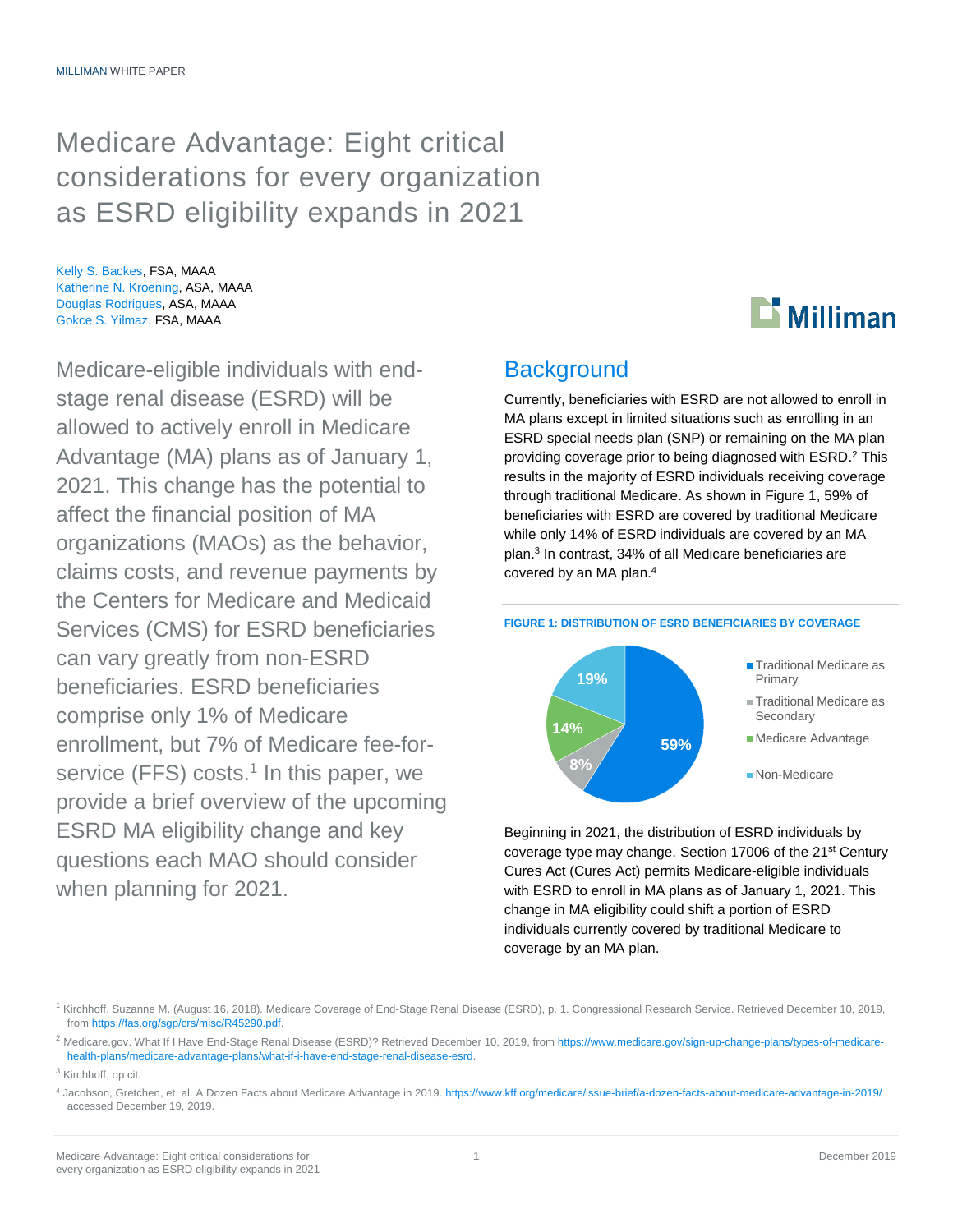MILLIMAN WHITE PAPER

# Medicare Advantage: Eight critical considerations for every organization as ESRD eligibility expands in 2021

Kelly S. Backes, FSA, MAAA
Katherine N. Kroening, ASA, MAAA
Douglas Rodrigues, ASA, MAAA
Gokce S. Yilmaz, FSA, MAAA

Medicare-eligible individuals with end-stage renal disease (ESRD) will be allowed to actively enroll in Medicare Advantage (MA) plans as of January 1, 2021. This change has the potential to affect the financial position of MA organizations (MAOs) as the behavior, claims costs, and revenue payments by the Centers for Medicare and Medicaid Services (CMS) for ESRD beneficiaries can vary greatly from non-ESRD beneficiaries. ESRD beneficiaries comprise only 1% of Medicare enrollment, but 7% of Medicare fee-for-service (FFS) costs.[1] In this paper, we provide a brief overview of the upcoming ESRD MA eligibility change and key questions each MAO should consider when planning for 2021.

## Background

Currently, beneficiaries with ESRD are not allowed to enroll in MA plans except in limited situations such as enrolling in an ESRD special needs plan (SNP) or remaining on the MA plan providing coverage prior to being diagnosed with ESRD.[2] This results in the majority of ESRD individuals receiving coverage through traditional Medicare. As shown in Figure 1, 59% of beneficiaries with ESRD are covered by traditional Medicare while only 14% of ESRD individuals are covered by an MA plan.[3] In contrast, 34% of all Medicare beneficiaries are covered by an MA plan.[4]

**FIGURE 1: DISTRIBUTION OF ESRD BENEFICIARIES BY COVERAGE**

| Coverage | Share |
|---|---|
| Traditional Medicare as Primary | 59% |
| Traditional Medicare as Secondary | 8% |
| Medicare Advantage | 14% |
| Non-Medicare | 19% |

Beginning in 2021, the distribution of ESRD individuals by coverage type may change. Section 17006 of the 21st Century Cures Act (Cures Act) permits Medicare-eligible individuals with ESRD to enroll in MA plans as of January 1, 2021. This change in MA eligibility could shift a portion of ESRD individuals currently covered by traditional Medicare to coverage by an MA plan.

---

[1] Kirchhoff, Suzanne M. (August 16, 2018). Medicare Coverage of End-Stage Renal Disease (ESRD), p. 1. Congressional Research Service. Retrieved December 10, 2019, from https://fas.org/sgp/crs/misc/R45290.pdf.

[2] Medicare.gov. What If I Have End-Stage Renal Disease (ESRD)? Retrieved December 10, 2019, from https://www.medicare.gov/sign-up-change-plans/types-of-medicare-health-plans/medicare-advantage-plans/what-if-i-have-end-stage-renal-disease-esrd.

[3] Kirchhoff, op cit.

[4] Jacobson, Gretchen, et. al. A Dozen Facts about Medicare Advantage in 2019. https://www.kff.org/medicare/issue-brief/a-dozen-facts-about-medicare-advantage-in-2019/ accessed December 19, 2019.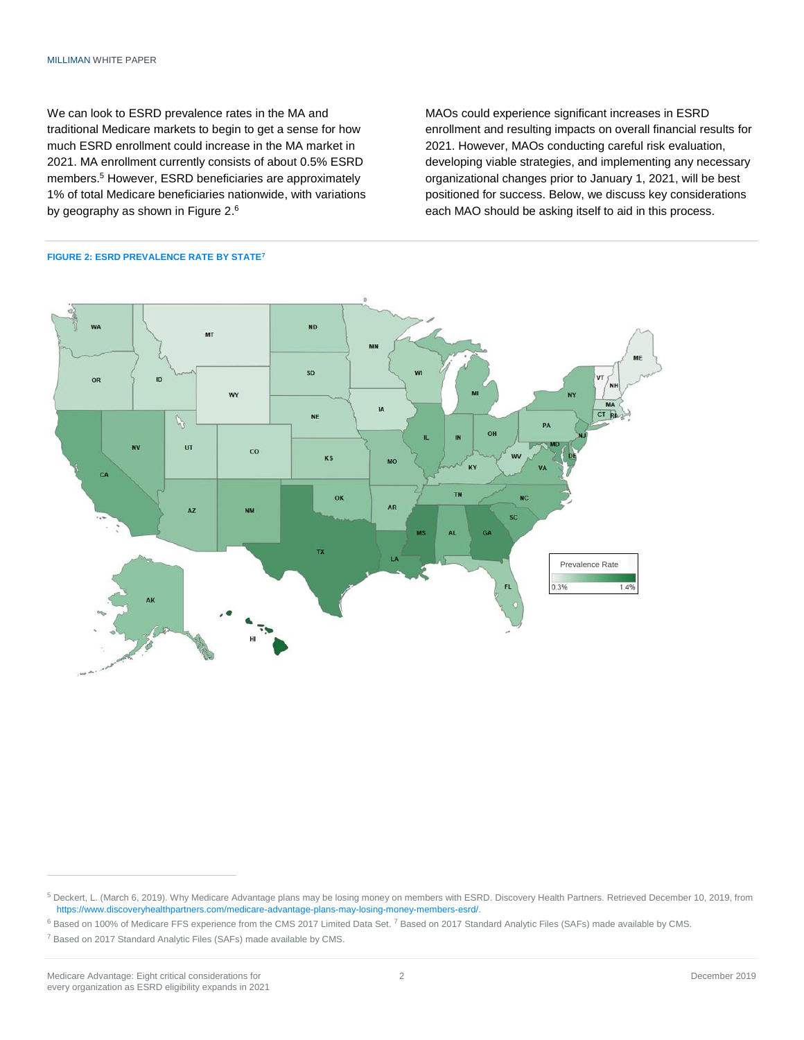We can look to ESRD prevalence rates in the MA and traditional Medicare markets to begin to get a sense for how much ESRD enrollment could increase in the MA market in 2021. MA enrollment currently consists of about 0.5% ESRD members.[5] However, ESRD beneficiaries are approximately 1% of total Medicare beneficiaries nationwide, with variations by geography as shown in Figure 2.[6]

MAOs could experience significant increases in ESRD enrollment and resulting impacts on overall financial results for 2021. However, MAOs conducting careful risk evaluation, developing viable strategies, and implementing any necessary organizational changes prior to January 1, 2021, will be best positioned for success. Below, we discuss key considerations each MAO should be asking itself to aid in this process.

**FIGURE 2: ESRD PREVALENCE RATE BY STATE[7]**

[5] Deckert, L. (March 6, 2019). Why Medicare Advantage plans may be losing money on members with ESRD. Discovery Health Partners. Retrieved December 10, 2019, from https://www.discoveryhealthpartners.com/medicare-advantage-plans-may-losing-money-members-esrd/.

[6] Based on 100% of Medicare FFS experience from the CMS 2017 Limited Data Set. [7] Based on 2017 Standard Analytic Files (SAFs) made available by CMS.

[7] Based on 2017 Standard Analytic Files (SAFs) made available by CMS.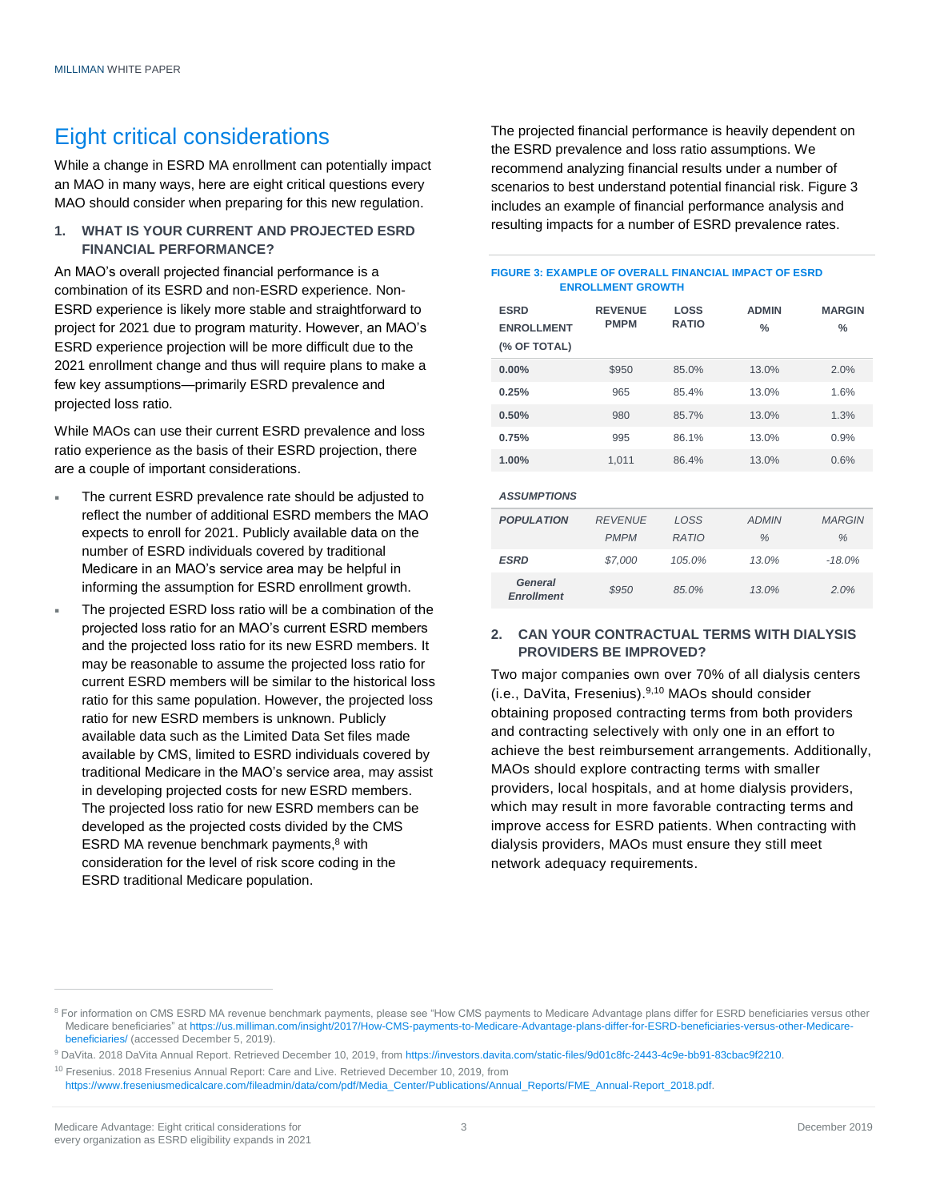## Eight critical considerations

While a change in ESRD MA enrollment can potentially impact an MAO in many ways, here are eight critical questions every MAO should consider when preparing for this new regulation.

### 1. WHAT IS YOUR CURRENT AND PROJECTED ESRD FINANCIAL PERFORMANCE?

An MAO's overall projected financial performance is a combination of its ESRD and non-ESRD experience. Non-ESRD experience is likely more stable and straightforward to project for 2021 due to program maturity. However, an MAO's ESRD experience projection will be more difficult due to the 2021 enrollment change and thus will require plans to make a few key assumptions—primarily ESRD prevalence and projected loss ratio.

While MAOs can use their current ESRD prevalence and loss ratio experience as the basis of their ESRD projection, there are a couple of important considerations.

- The current ESRD prevalence rate should be adjusted to reflect the number of additional ESRD members the MAO expects to enroll for 2021. Publicly available data on the number of ESRD individuals covered by traditional Medicare in an MAO's service area may be helpful in informing the assumption for ESRD enrollment growth.
- The projected ESRD loss ratio will be a combination of the projected loss ratio for an MAO's current ESRD members and the projected loss ratio for its new ESRD members. It may be reasonable to assume the projected loss ratio for current ESRD members will be similar to the historical loss ratio for this same population. However, the projected loss ratio for new ESRD members is unknown. Publicly available data such as the Limited Data Set files made available by CMS, limited to ESRD individuals covered by traditional Medicare in the MAO's service area, may assist in developing projected costs for new ESRD members. The projected loss ratio for new ESRD members can be developed as the projected costs divided by the CMS ESRD MA revenue benchmark payments,[8] with consideration for the level of risk score coding in the ESRD traditional Medicare population.

The projected financial performance is heavily dependent on the ESRD prevalence and loss ratio assumptions. We recommend analyzing financial results under a number of scenarios to best understand potential financial risk. Figure 3 includes an example of financial performance analysis and resulting impacts for a number of ESRD prevalence rates.

**FIGURE 3: EXAMPLE OF OVERALL FINANCIAL IMPACT OF ESRD ENROLLMENT GROWTH**

| ESRD ENROLLMENT (% OF TOTAL) | REVENUE PMPM | LOSS RATIO | ADMIN % | MARGIN % |
|---|---|---|---|---|
| **0.00%** | $950 | 85.0% | 13.0% | 2.0% |
| **0.25%** | 965 | 85.4% | 13.0% | 1.6% |
| **0.50%** | 980 | 85.7% | 13.0% | 1.3% |
| **0.75%** | 995 | 86.1% | 13.0% | 0.9% |
| **1.00%** | 1,011 | 86.4% | 13.0% | 0.6% |

***ASSUMPTIONS***

| *POPULATION* | *REVENUE PMPM* | *LOSS RATIO* | *ADMIN %* | *MARGIN %* |
|---|---|---|---|---|
| ***ESRD*** | *$7,000* | *105.0%* | *13.0%* | *-18.0%* |
| ***General Enrollment*** | *$950* | *85.0%* | *13.0%* | *2.0%* |

### 2. CAN YOUR CONTRACTUAL TERMS WITH DIALYSIS PROVIDERS BE IMPROVED?

Two major companies own over 70% of all dialysis centers (i.e., DaVita, Fresenius).[9,10] MAOs should consider obtaining proposed contracting terms from both providers and contracting selectively with only one in an effort to achieve the best reimbursement arrangements. Additionally, MAOs should explore contracting terms with smaller providers, local hospitals, and at home dialysis providers, which may result in more favorable contracting terms and improve access for ESRD patients. When contracting with dialysis providers, MAOs must ensure they still meet network adequacy requirements.

---

[8] For information on CMS ESRD MA revenue benchmark payments, please see "How CMS payments to Medicare Advantage plans differ for ESRD beneficiaries versus other Medicare beneficiaries" at https://us.milliman.com/insight/2017/How-CMS-payments-to-Medicare-Advantage-plans-differ-for-ESRD-beneficiaries-versus-other-Medicare-beneficiaries/ (accessed December 5, 2019).

[9] DaVita. 2018 DaVita Annual Report. Retrieved December 10, 2019, from https://investors.davita.com/static-files/9d01c8fc-2443-4c9e-bb91-83cbac9f2210.

[10] Fresenius. 2018 Fresenius Annual Report: Care and Live. Retrieved December 10, 2019, from https://www.freseniusmedicalcare.com/fileadmin/data/com/pdf/Media_Center/Publications/Annual_Reports/FME_Annual-Report_2018.pdf.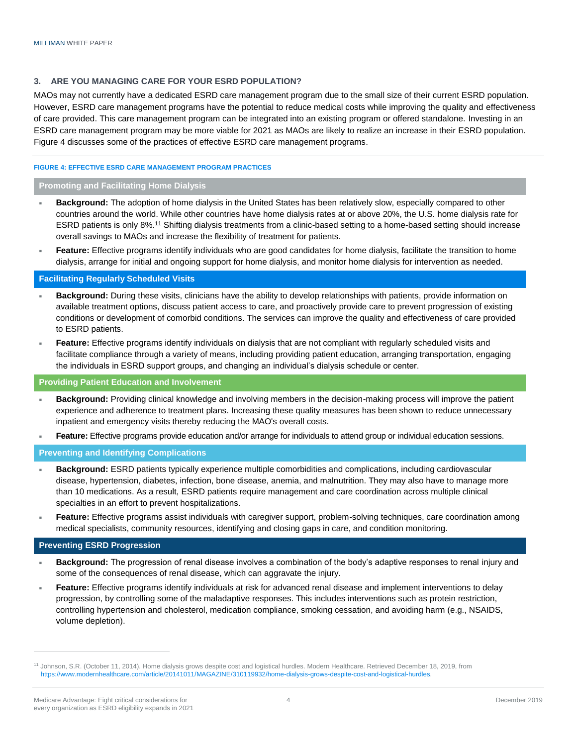## 3. ARE YOU MANAGING CARE FOR YOUR ESRD POPULATION?

MAOs may not currently have a dedicated ESRD care management program due to the small size of their current ESRD population. However, ESRD care management programs have the potential to reduce medical costs while improving the quality and effectiveness of care provided. This care management program can be integrated into an existing program or offered standalone. Investing in an ESRD care management program may be more viable for 2021 as MAOs are likely to realize an increase in their ESRD population. Figure 4 discusses some of the practices of effective ESRD care management programs.

**FIGURE 4: EFFECTIVE ESRD CARE MANAGEMENT PROGRAM PRACTICES**

### Promoting and Facilitating Home Dialysis

- **Background:** The adoption of home dialysis in the United States has been relatively slow, especially compared to other countries around the world. While other countries have home dialysis rates at or above 20%, the U.S. home dialysis rate for ESRD patients is only 8%.[11] Shifting dialysis treatments from a clinic-based setting to a home-based setting should increase overall savings to MAOs and increase the flexibility of treatment for patients.
- **Feature:** Effective programs identify individuals who are good candidates for home dialysis, facilitate the transition to home dialysis, arrange for initial and ongoing support for home dialysis, and monitor home dialysis for intervention as needed.

### Facilitating Regularly Scheduled Visits

- **Background:** During these visits, clinicians have the ability to develop relationships with patients, provide information on available treatment options, discuss patient access to care, and proactively provide care to prevent progression of existing conditions or development of comorbid conditions. The services can improve the quality and effectiveness of care provided to ESRD patients.
- **Feature:** Effective programs identify individuals on dialysis that are not compliant with regularly scheduled visits and facilitate compliance through a variety of means, including providing patient education, arranging transportation, engaging the individuals in ESRD support groups, and changing an individual's dialysis schedule or center.

### Providing Patient Education and Involvement

- **Background:** Providing clinical knowledge and involving members in the decision-making process will improve the patient experience and adherence to treatment plans. Increasing these quality measures has been shown to reduce unnecessary inpatient and emergency visits thereby reducing the MAO's overall costs.
- **Feature:** Effective programs provide education and/or arrange for individuals to attend group or individual education sessions.

### Preventing and Identifying Complications

- **Background:** ESRD patients typically experience multiple comorbidities and complications, including cardiovascular disease, hypertension, diabetes, infection, bone disease, anemia, and malnutrition. They may also have to manage more than 10 medications. As a result, ESRD patients require management and care coordination across multiple clinical specialties in an effort to prevent hospitalizations.
- **Feature:** Effective programs assist individuals with caregiver support, problem-solving techniques, care coordination among medical specialists, community resources, identifying and closing gaps in care, and condition monitoring.

### Preventing ESRD Progression

- **Background:** The progression of renal disease involves a combination of the body's adaptive responses to renal injury and some of the consequences of renal disease, which can aggravate the injury.
- **Feature:** Effective programs identify individuals at risk for advanced renal disease and implement interventions to delay progression, by controlling some of the maladaptive responses. This includes interventions such as protein restriction, controlling hypertension and cholesterol, medication compliance, smoking cessation, and avoiding harm (e.g., NSAIDS, volume depletion).

---

[11] Johnson, S.R. (October 11, 2014). Home dialysis grows despite cost and logistical hurdles. Modern Healthcare. Retrieved December 18, 2019, from https://www.modernhealthcare.com/article/20141011/MAGAZINE/310119932/home-dialysis-grows-despite-cost-and-logistical-hurdles.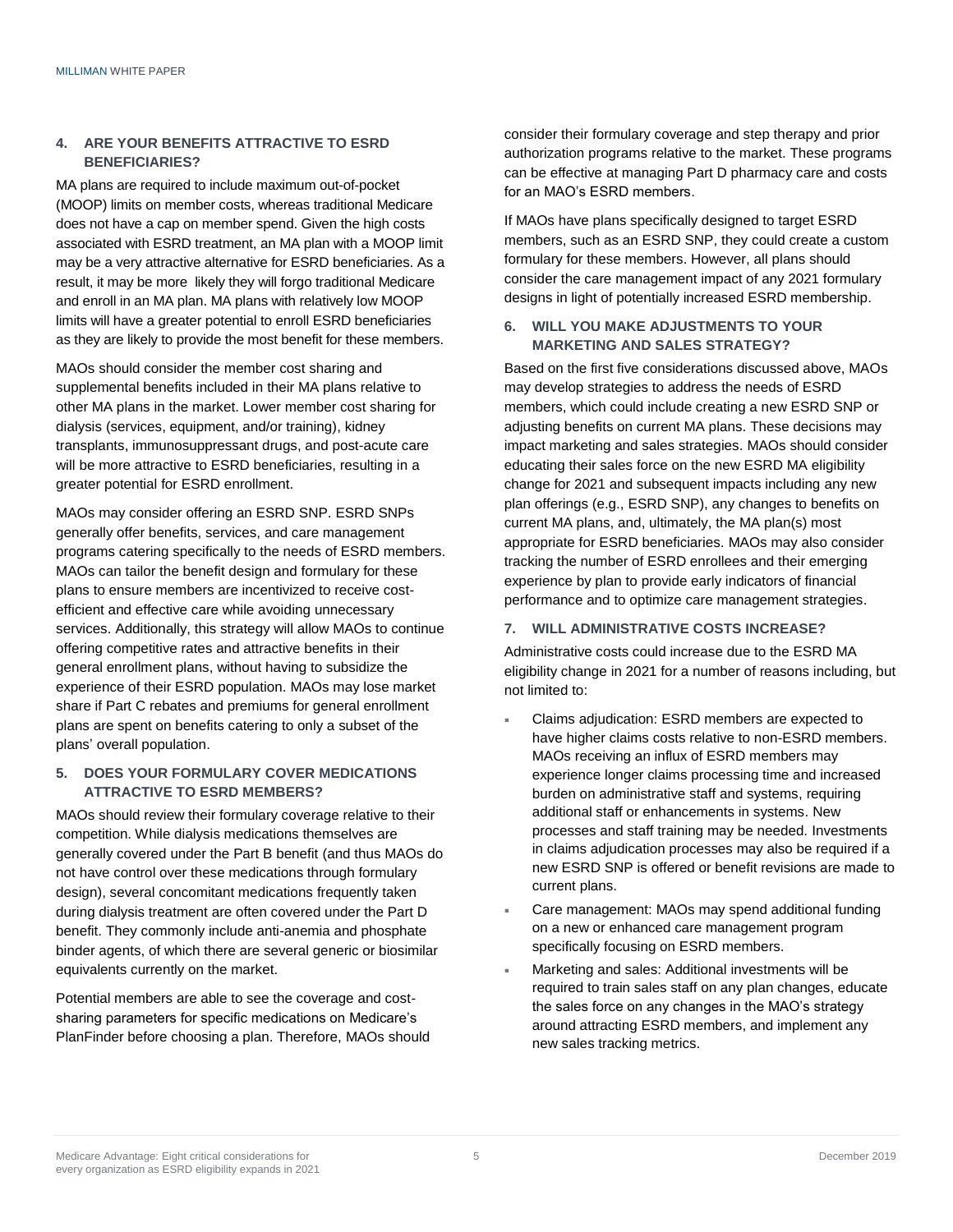### 4. ARE YOUR BENEFITS ATTRACTIVE TO ESRD BENEFICIARIES?

MA plans are required to include maximum out-of-pocket (MOOP) limits on member costs, whereas traditional Medicare does not have a cap on member spend. Given the high costs associated with ESRD treatment, an MA plan with a MOOP limit may be a very attractive alternative for ESRD beneficiaries. As a result, it may be more likely they will forgo traditional Medicare and enroll in an MA plan. MA plans with relatively low MOOP limits will have a greater potential to enroll ESRD beneficiaries as they are likely to provide the most benefit for these members.

MAOs should consider the member cost sharing and supplemental benefits included in their MA plans relative to other MA plans in the market. Lower member cost sharing for dialysis (services, equipment, and/or training), kidney transplants, immunosuppressant drugs, and post-acute care will be more attractive to ESRD beneficiaries, resulting in a greater potential for ESRD enrollment.

MAOs may consider offering an ESRD SNP. ESRD SNPs generally offer benefits, services, and care management programs catering specifically to the needs of ESRD members. MAOs can tailor the benefit design and formulary for these plans to ensure members are incentivized to receive cost-efficient and effective care while avoiding unnecessary services. Additionally, this strategy will allow MAOs to continue offering competitive rates and attractive benefits in their general enrollment plans, without having to subsidize the experience of their ESRD population. MAOs may lose market share if Part C rebates and premiums for general enrollment plans are spent on benefits catering to only a subset of the plans' overall population.

### 5. DOES YOUR FORMULARY COVER MEDICATIONS ATTRACTIVE TO ESRD MEMBERS?

MAOs should review their formulary coverage relative to their competition. While dialysis medications themselves are generally covered under the Part B benefit (and thus MAOs do not have control over these medications through formulary design), several concomitant medications frequently taken during dialysis treatment are often covered under the Part D benefit. They commonly include anti-anemia and phosphate binder agents, of which there are several generic or biosimilar equivalents currently on the market.

Potential members are able to see the coverage and cost-sharing parameters for specific medications on Medicare's PlanFinder before choosing a plan. Therefore, MAOs should consider their formulary coverage and step therapy and prior authorization programs relative to the market. These programs can be effective at managing Part D pharmacy care and costs for an MAO's ESRD members.

If MAOs have plans specifically designed to target ESRD members, such as an ESRD SNP, they could create a custom formulary for these members. However, all plans should consider the care management impact of any 2021 formulary designs in light of potentially increased ESRD membership.

### 6. WILL YOU MAKE ADJUSTMENTS TO YOUR MARKETING AND SALES STRATEGY?

Based on the first five considerations discussed above, MAOs may develop strategies to address the needs of ESRD members, which could include creating a new ESRD SNP or adjusting benefits on current MA plans. These decisions may impact marketing and sales strategies. MAOs should consider educating their sales force on the new ESRD MA eligibility change for 2021 and subsequent impacts including any new plan offerings (e.g., ESRD SNP), any changes to benefits on current MA plans, and, ultimately, the MA plan(s) most appropriate for ESRD beneficiaries. MAOs may also consider tracking the number of ESRD enrollees and their emerging experience by plan to provide early indicators of financial performance and to optimize care management strategies.

### 7. WILL ADMINISTRATIVE COSTS INCREASE?

Administrative costs could increase due to the ESRD MA eligibility change in 2021 for a number of reasons including, but not limited to:

- Claims adjudication: ESRD members are expected to have higher claims costs relative to non-ESRD members. MAOs receiving an influx of ESRD members may experience longer claims processing time and increased burden on administrative staff and systems, requiring additional staff or enhancements in systems. New processes and staff training may be needed. Investments in claims adjudication processes may also be required if a new ESRD SNP is offered or benefit revisions are made to current plans.
- Care management: MAOs may spend additional funding on a new or enhanced care management program specifically focusing on ESRD members.
- Marketing and sales: Additional investments will be required to train sales staff on any plan changes, educate the sales force on any changes in the MAO's strategy around attracting ESRD members, and implement any new sales tracking metrics.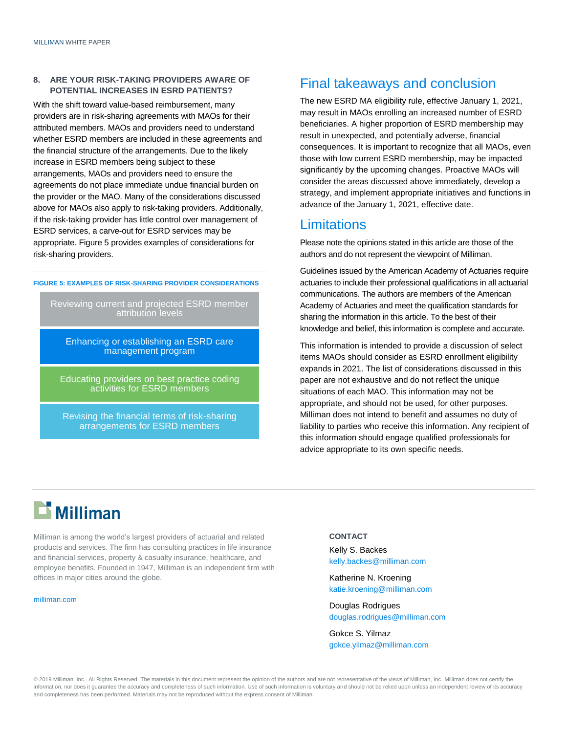### 8. ARE YOUR RISK-TAKING PROVIDERS AWARE OF POTENTIAL INCREASES IN ESRD PATIENTS?

With the shift toward value-based reimbursement, many providers are in risk-sharing agreements with MAOs for their attributed members. MAOs and providers need to understand whether ESRD members are included in these agreements and the financial structure of the arrangements. Due to the likely increase in ESRD members being subject to these arrangements, MAOs and providers need to ensure the agreements do not place immediate undue financial burden on the provider or the MAO. Many of the considerations discussed above for MAOs also apply to risk-taking providers. Additionally, if the risk-taking provider has little control over management of ESRD services, a carve-out for ESRD services may be appropriate. Figure 5 provides examples of considerations for risk-sharing providers.

**FIGURE 5: EXAMPLES OF RISK-SHARING PROVIDER CONSIDERATIONS**

- Reviewing current and projected ESRD member attribution levels
- Enhancing or establishing an ESRD care management program
- Educating providers on best practice coding activities for ESRD members
- Revising the financial terms of risk-sharing arrangements for ESRD members

## Final takeaways and conclusion

The new ESRD MA eligibility rule, effective January 1, 2021, may result in MAOs enrolling an increased number of ESRD beneficiaries. A higher proportion of ESRD membership may result in unexpected, and potentially adverse, financial consequences. It is important to recognize that all MAOs, even those with low current ESRD membership, may be impacted significantly by the upcoming changes. Proactive MAOs will consider the areas discussed above immediately, develop a strategy, and implement appropriate initiatives and functions in advance of the January 1, 2021, effective date.

## Limitations

Please note the opinions stated in this article are those of the authors and do not represent the viewpoint of Milliman.

Guidelines issued by the American Academy of Actuaries require actuaries to include their professional qualifications in all actuarial communications. The authors are members of the American Academy of Actuaries and meet the qualification standards for sharing the information in this article. To the best of their knowledge and belief, this information is complete and accurate.

This information is intended to provide a discussion of select items MAOs should consider as ESRD enrollment eligibility expands in 2021. The list of considerations discussed in this paper are not exhaustive and do not reflect the unique situations of each MAO. This information may not be appropriate, and should not be used, for other purposes. Milliman does not intend to benefit and assumes no duty of liability to parties who receive this information. Any recipient of this information should engage qualified professionals for advice appropriate to its own specific needs.

**Milliman**

Milliman is among the world's largest providers of actuarial and related products and services. The firm has consulting practices in life insurance and financial services, property & casualty insurance, healthcare, and employee benefits. Founded in 1947, Milliman is an independent firm with offices in major cities around the globe.

milliman.com

**CONTACT**

Kelly S. Backes
kelly.backes@milliman.com

Katherine N. Kroening
katie.kroening@milliman.com

Douglas Rodrigues
douglas.rodrigues@milliman.com

Gokce S. Yilmaz
gokce.yilmaz@milliman.com

© 2019 Milliman, Inc. All Rights Reserved. The materials in this document represent the opinion of the authors and are not representative of the views of Milliman, Inc. Milliman does not certify the information, nor does it guarantee the accuracy and completeness of such information. Use of such information is voluntary and should not be relied upon unless an independent review of its accuracy and completeness has been performed. Materials may not be reproduced without the express consent of Milliman.